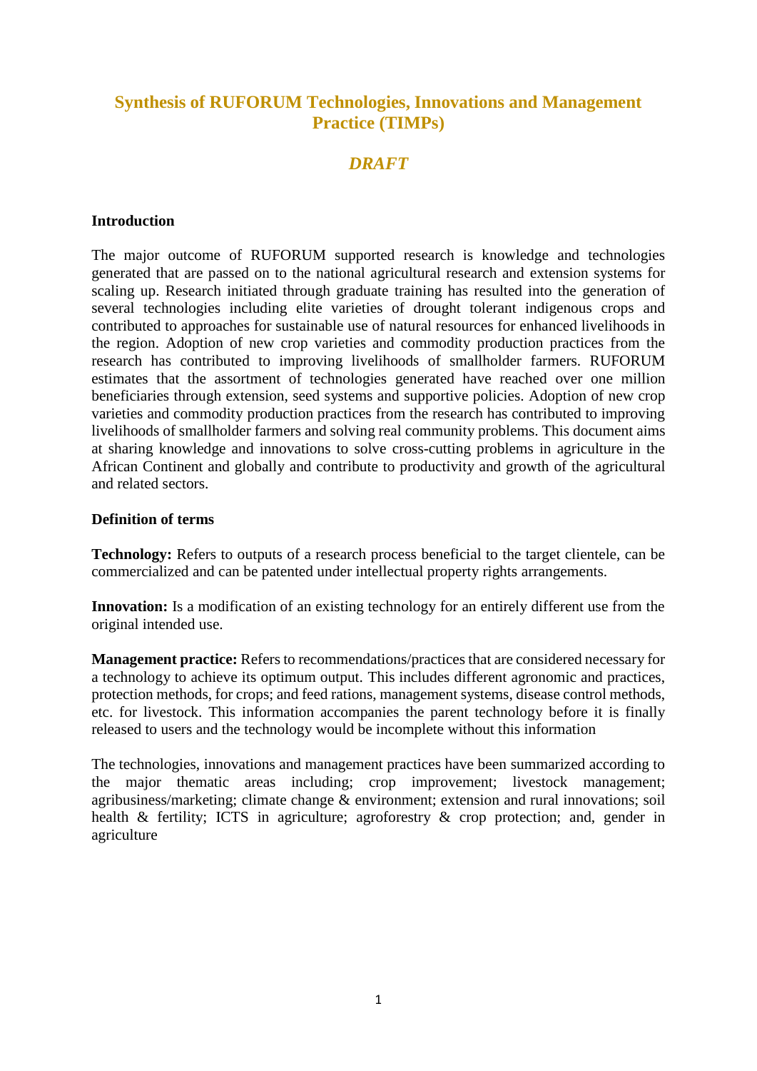# Synthesis of RUFORUM Technologies, Innovations and Management Practice (TIMPs)

## *DRAFT*

**Introduction**

The major outcome of RUFORUM supported research is knowledge and technologies generated that are passed on to the national agricultural research and extension systems for scaling up. Research initiated through graduate training has resulted into the generation of several technologies including elite varieties of drought tolerant indigenous crops and contributed to approaches for sustainable use of natural resources for enhanced livelihoods in the region. Adoption of new crop varieties and commodity production practices from the research has contributed to improving livelihoods of smallholder farmers. RUFORUM estimates that the assortment of technologies generated have reached over one million beneficiaries through extension, seed systems and supportive policies. Adoption of new crop varieties and commodity production practices from the research has contributed to improving livelihoods of smallholder farmers and solving real community problems. This document aims at sharing knowledge and innovations to solve cross-cutting problems in agriculture in the African Continent and globally and contribute to productivity and growth of the agricultural and related sectors.

**Definition of terms**

**Technology:** Refers to outputs of a research process beneficial to the target clientele, can be commercialized and can be patented under intellectual property rights arrangements.

**Innovation:** Is a modification of an existing technology for an entirely different use from the original intended use.

**Management practice:** Refers to recommendations/practices that are considered necessary for a technology to achieve its optimum output. This includes different agronomic and practices, protection methods, for crops; and feed rations, management systems, disease control methods, etc. for livestock. This information accompanies the parent technology before it is finally released to users and the technology would be incomplete without this information

The technologies, innovations and management practices have been summarized according to the major thematic areas including; crop improvement; livestock management; agribusiness/marketing; climate change & environment; extension and rural innovations; soil health & fertility; ICTS in agriculture; agroforestry & crop protection; and, gender in agriculture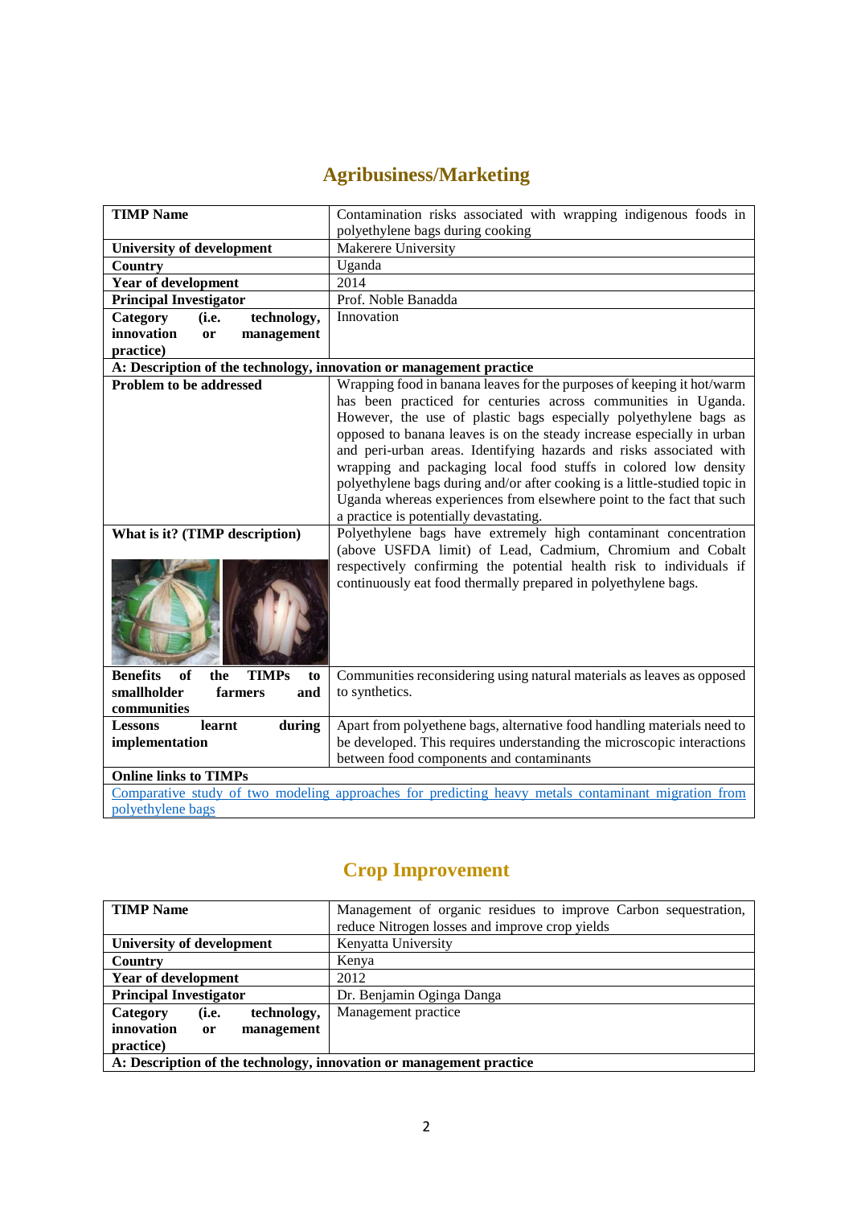## Agribusiness/Marketing

| **TIMP Name** | Contamination risks associated with wrapping indigenous foods in polyethylene bags during cooking |
|---|---|
| **University of development** | Makerere University |
| **Country** | Uganda |
| **Year of development** | 2014 |
| **Principal Investigator** | Prof. Noble Banadda |
| **Category (i.e. technology, innovation or management practice)** | Innovation |
| **A: Description of the technology, innovation or management practice** | |
| **Problem to be addressed** | Wrapping food in banana leaves for the purposes of keeping it hot/warm has been practiced for centuries across communities in Uganda. However, the use of plastic bags especially polyethylene bags as opposed to banana leaves is on the steady increase especially in urban and peri-urban areas. Identifying hazards and risks associated with wrapping and packaging local food stuffs in colored low density polyethylene bags during and/or after cooking is a little-studied topic in Uganda whereas experiences from elsewhere point to the fact that such a practice is potentially devastating. |
| **What is it? (TIMP description)** | Polyethylene bags have extremely high contaminant concentration (above USFDA limit) of Lead, Cadmium, Chromium and Cobalt respectively confirming the potential health risk to individuals if continuously eat food thermally prepared in polyethylene bags. |
| **Benefits of the TIMPs to smallholder farmers and communities** | Communities reconsidering using natural materials as leaves as opposed to synthetics. |
| **Lessons learnt during implementation** | Apart from polyethene bags, alternative food handling materials need to be developed. This requires understanding the microscopic interactions between food components and contaminants |
| **Online links to TIMPs** | |
| Comparative study of two modeling approaches for predicting heavy metals contaminant migration from polyethylene bags | |

## Crop Improvement

| **TIMP Name** | Management of organic residues to improve Carbon sequestration, reduce Nitrogen losses and improve crop yields |
|---|---|
| **University of development** | Kenyatta University |
| **Country** | Kenya |
| **Year of development** | 2012 |
| **Principal Investigator** | Dr. Benjamin Oginga Danga |
| **Category (i.e. technology, innovation or management practice)** | Management practice |
| **A: Description of the technology, innovation or management practice** | |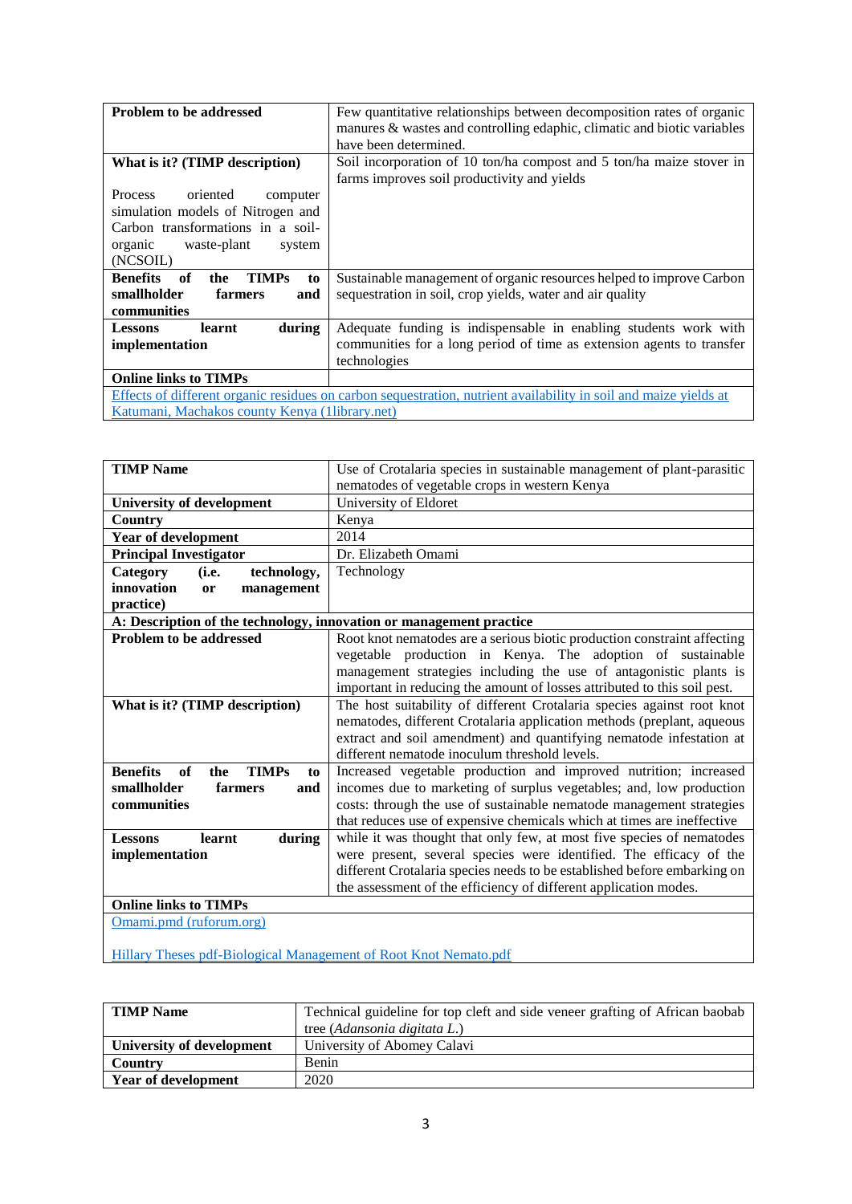| Problem to be addressed | Few quantitative relationships between decomposition rates of organic manures & wastes and controlling edaphic, climatic and biotic variables have been determined. |
|---|---|
| **What is it? (TIMP description)**<br><br>Process oriented computer simulation models of Nitrogen and Carbon transformations in a soil-organic waste-plant system (NCSOIL) | Soil incorporation of 10 ton/ha compost and 5 ton/ha maize stover in farms improves soil productivity and yields |
| **Benefits of the TIMPs to smallholder farmers and communities** | Sustainable management of organic resources helped to improve Carbon sequestration in soil, crop yields, water and air quality |
| **Lessons learnt during implementation** | Adequate funding is indispensable in enabling students work with communities for a long period of time as extension agents to transfer technologies |
| **Online links to TIMPs** | |
| Effects of different organic residues on carbon sequestration, nutrient availability in soil and maize yields at Katumani, Machakos county Kenya (1library.net) | |

| **TIMP Name** | Use of Crotalaria species in sustainable management of plant-parasitic nematodes of vegetable crops in western Kenya |
|---|---|
| **University of development** | University of Eldoret |
| **Country** | Kenya |
| **Year of development** | 2014 |
| **Principal Investigator** | Dr. Elizabeth Omami |
| **Category (i.e. technology, innovation or management practice)** | Technology |
| **A: Description of the technology, innovation or management practice** | |
| **Problem to be addressed** | Root knot nematodes are a serious biotic production constraint affecting vegetable production in Kenya. The adoption of sustainable management strategies including the use of antagonistic plants is important in reducing the amount of losses attributed to this soil pest. |
| **What is it? (TIMP description)** | The host suitability of different Crotalaria species against root knot nematodes, different Crotalaria application methods (preplant, aqueous extract and soil amendment) and quantifying nematode infestation at different nematode inoculum threshold levels. |
| **Benefits of the TIMPs to smallholder farmers and communities** | Increased vegetable production and improved nutrition; increased incomes due to marketing of surplus vegetables; and, low production costs: through the use of sustainable nematode management strategies that reduces use of expensive chemicals which at times are ineffective |
| **Lessons learnt during implementation** | while it was thought that only few, at most five species of nematodes were present, several species were identified. The efficacy of the different Crotalaria species needs to be established before embarking on the assessment of the efficiency of different application modes. |
| **Online links to TIMPs** | |
| Omami.pmd (ruforum.org)<br><br>Hillary Theses pdf-Biological Management of Root Knot Nemato.pdf | |

| **TIMP Name** | Technical guideline for top cleft and side veneer grafting of African baobab tree (*Adansonia digitata L.*) |
|---|---|
| **University of development** | University of Abomey Calavi |
| **Country** | Benin |
| **Year of development** | 2020 |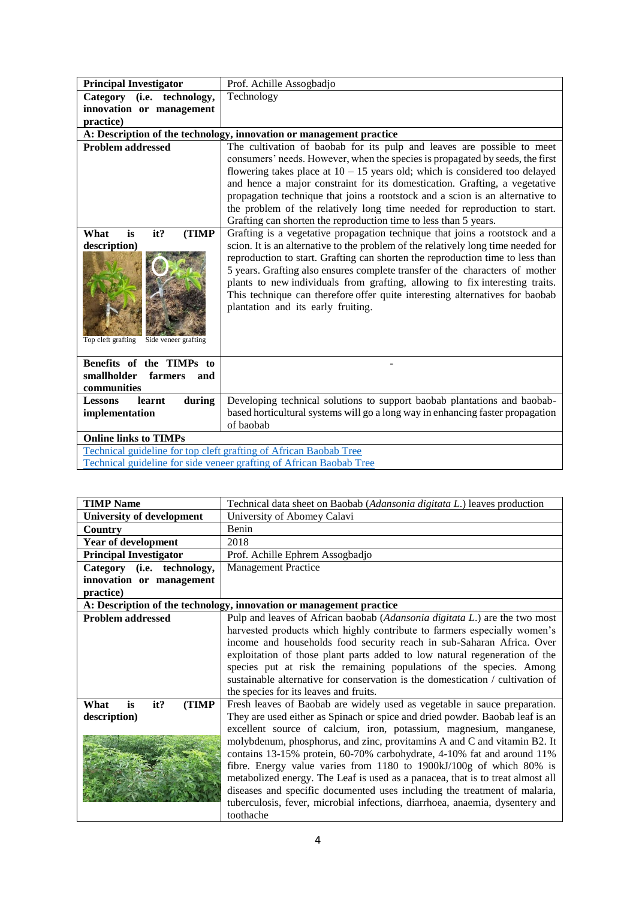| Principal Investigator | Prof. Achille Assogbadjo |
|---|---|
| **Category (i.e. technology, innovation or management practice)** | Technology |
| **A: Description of the technology, innovation or management practice** | |
| **Problem addressed** | The cultivation of baobab for its pulp and leaves are possible to meet consumers' needs. However, when the species is propagated by seeds, the first flowering takes place at 10 – 15 years old; which is considered too delayed and hence a major constraint for its domestication. Grafting, a vegetative propagation technique that joins a rootstock and a scion is an alternative to the problem of the relatively long time needed for reproduction to start. Grafting can shorten the reproduction time to less than 5 years. |
| **What is it? (TIMP description)** <br> Top cleft grafting &nbsp;&nbsp; Side veneer grafting | Grafting is a vegetative propagation technique that joins a rootstock and a scion. It is an alternative to the problem of the relatively long time needed for reproduction to start. Grafting can shorten the reproduction time to less than 5 years. Grafting also ensures complete transfer of the characters of mother plants to new individuals from grafting, allowing to fix interesting traits. This technique can therefore offer quite interesting alternatives for baobab plantation and its early fruiting. |
| **Benefits of the TIMPs to smallholder farmers and communities** | - |
| **Lessons learnt during implementation** | Developing technical solutions to support baobab plantations and baobab-based horticultural systems will go a long way in enhancing faster propagation of baobab |
| **Online links to TIMPs** | |
| Technical guideline for top cleft grafting of African Baobab Tree | |
| Technical guideline for side veneer grafting of African Baobab Tree | |

| TIMP Name | Technical data sheet on Baobab (*Adansonia digitata L.*) leaves production |
|---|---|
| **University of development** | University of Abomey Calavi |
| **Country** | Benin |
| **Year of development** | 2018 |
| **Principal Investigator** | Prof. Achille Ephrem Assogbadjo |
| **Category (i.e. technology, innovation or management practice)** | Management Practice |
| **A: Description of the technology, innovation or management practice** | |
| **Problem addressed** | Pulp and leaves of African baobab (*Adansonia digitata L.*) are the two most harvested products which highly contribute to farmers especially women's income and households food security reach in sub-Saharan Africa. Over exploitation of those plant parts added to low natural regeneration of the species put at risk the remaining populations of the species. Among sustainable alternative for conservation is the domestication / cultivation of the species for its leaves and fruits. |
| **What is it? (TIMP description)** | Fresh leaves of Baobab are widely used as vegetable in sauce preparation. They are used either as Spinach or spice and dried powder. Baobab leaf is an excellent source of calcium, iron, potassium, magnesium, manganese, molybdenum, phosphorus, and zinc, provitamins A and C and vitamin B2. It contains 13-15% protein, 60-70% carbohydrate, 4-10% fat and around 11% fibre. Energy value varies from 1180 to 1900kJ/100g of which 80% is metabolized energy. The Leaf is used as a panacea, that is to treat almost all diseases and specific documented uses including the treatment of malaria, tuberculosis, fever, microbial infections, diarrhoea, anaemia, dysentery and toothache |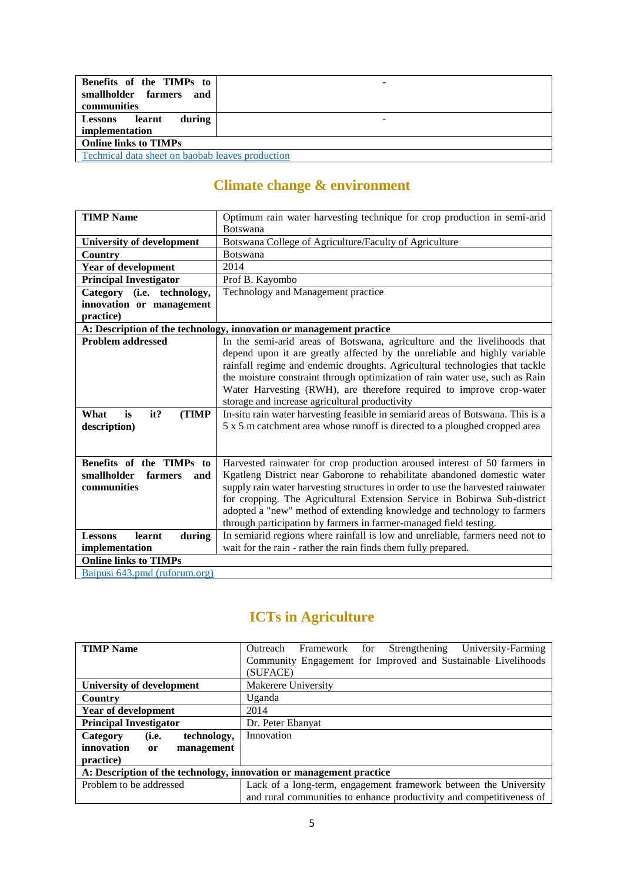| **Benefits of the TIMPs to smallholder farmers and communities** | - |
|---|---|
| **Lessons learnt during implementation** | - |
| **Online links to TIMPs** | |
| [Technical data sheet on baobab leaves production]() | |

## Climate change & environment

| **TIMP Name** | Optimum rain water harvesting technique for crop production in semi-arid Botswana |
|---|---|
| **University of development** | Botswana College of Agriculture/Faculty of Agriculture |
| **Country** | Botswana |
| **Year of development** | 2014 |
| **Principal Investigator** | Prof B. Kayombo |
| **Category (i.e. technology, innovation or management practice)** | Technology and Management practice |
| **A: Description of the technology, innovation or management practice** | |
| **Problem addressed** | In the semi-arid areas of Botswana, agriculture and the livelihoods that depend upon it are greatly affected by the unreliable and highly variable rainfall regime and endemic droughts. Agricultural technologies that tackle the moisture constraint through optimization of rain water use, such as Rain Water Harvesting (RWH), are therefore required to improve crop-water storage and increase agricultural productivity |
| **What is it? (TIMP description)** | In-situ rain water harvesting feasible in semiarid areas of Botswana. This is a 5 x 5 m catchment area whose runoff is directed to a ploughed cropped area |
| **Benefits of the TIMPs to smallholder farmers and communities** | Harvested rainwater for crop production aroused interest of 50 farmers in Kgatleng District near Gaborone to rehabilitate abandoned domestic water supply rain water harvesting structures in order to use the harvested rainwater for cropping. The Agricultural Extension Service in Bobirwa Sub-district adopted a "new" method of extending knowledge and technology to farmers through participation by farmers in farmer-managed field testing. |
| **Lessons learnt during implementation** | In semiarid regions where rainfall is low and unreliable, farmers need not to wait for the rain - rather the rain finds them fully prepared. |
| **Online links to TIMPs** | |
| [Baipusi 643.pmd (ruforum.org)]() | |

## ICTs in Agriculture

| **TIMP Name** | Outreach Framework for Strengthening University-Farming Community Engagement for Improved and Sustainable Livelihoods (SUFACE) |
|---|---|
| **University of development** | Makerere University |
| **Country** | Uganda |
| **Year of development** | 2014 |
| **Principal Investigator** | Dr. Peter Ebanyat |
| **Category (i.e. technology, innovation or management practice)** | Innovation |
| **A: Description of the technology, innovation or management practice** | |
| Problem to be addressed | Lack of a long-term, engagement framework between the University and rural communities to enhance productivity and competitiveness of |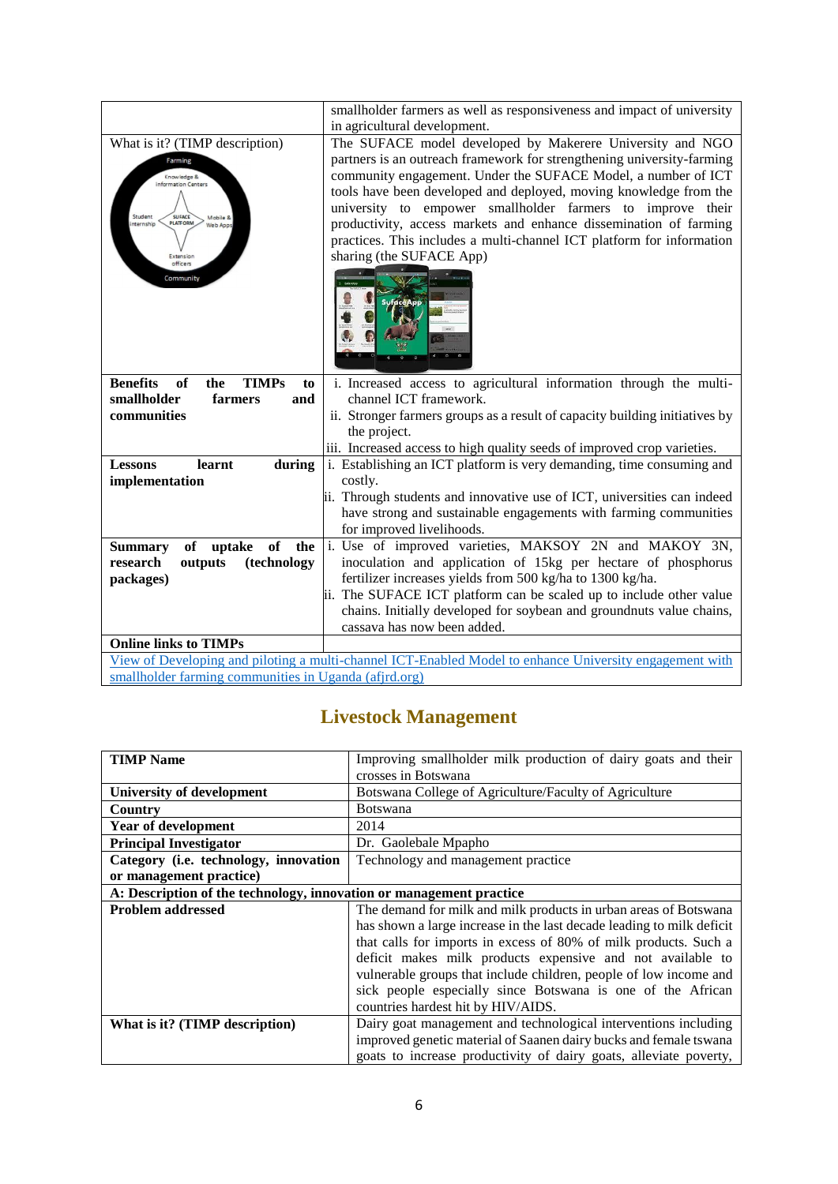| | |
|---|---|
| | smallholder farmers as well as responsiveness and impact of university in agricultural development. |
| What is it? (TIMP description) | The SUFACE model developed by Makerere University and NGO partners is an outreach framework for strengthening university-farming community engagement. Under the SUFACE Model, a number of ICT tools have been developed and deployed, moving knowledge from the university to empower smallholder farmers to improve their productivity, access markets and enhance dissemination of farming practices. This includes a multi-channel ICT platform for information sharing (the SUFACE App) |
| **Benefits of the TIMPs to smallholder farmers and communities** | i. Increased access to agricultural information through the multi-channel ICT framework.<br>ii. Stronger farmers groups as a result of capacity building initiatives by the project.<br>iii. Increased access to high quality seeds of improved crop varieties. |
| **Lessons learnt during implementation** | i. Establishing an ICT platform is very demanding, time consuming and costly.<br>ii. Through students and innovative use of ICT, universities can indeed have strong and sustainable engagements with farming communities for improved livelihoods. |
| **Summary of uptake of the research outputs (technology packages)** | i. Use of improved varieties, MAKSOY 2N and MAKOY 3N, inoculation and application of 15kg per hectare of phosphorus fertilizer increases yields from 500 kg/ha to 1300 kg/ha.<br>ii. The SUFACE ICT platform can be scaled up to include other value chains. Initially developed for soybean and groundnuts value chains, cassava has now been added. |
| **Online links to TIMPs** | |
| View of Developing and piloting a multi-channel ICT-Enabled Model to enhance University engagement with smallholder farming communities in Uganda (afjrd.org) | |

## Livestock Management

| | |
|---|---|
| **TIMP Name** | Improving smallholder milk production of dairy goats and their crosses in Botswana |
| **University of development** | Botswana College of Agriculture/Faculty of Agriculture |
| **Country** | Botswana |
| **Year of development** | 2014 |
| **Principal Investigator** | Dr. Gaolebale Mpapho |
| **Category (i.e. technology, innovation or management practice)** | Technology and management practice |
| **A: Description of the technology, innovation or management practice** | |
| **Problem addressed** | The demand for milk and milk products in urban areas of Botswana has shown a large increase in the last decade leading to milk deficit that calls for imports in excess of 80% of milk products. Such a deficit makes milk products expensive and not available to vulnerable groups that include children, people of low income and sick people especially since Botswana is one of the African countries hardest hit by HIV/AIDS. |
| **What is it? (TIMP description)** | Dairy goat management and technological interventions including improved genetic material of Saanen dairy bucks and female tswana goats to increase productivity of dairy goats, alleviate poverty, |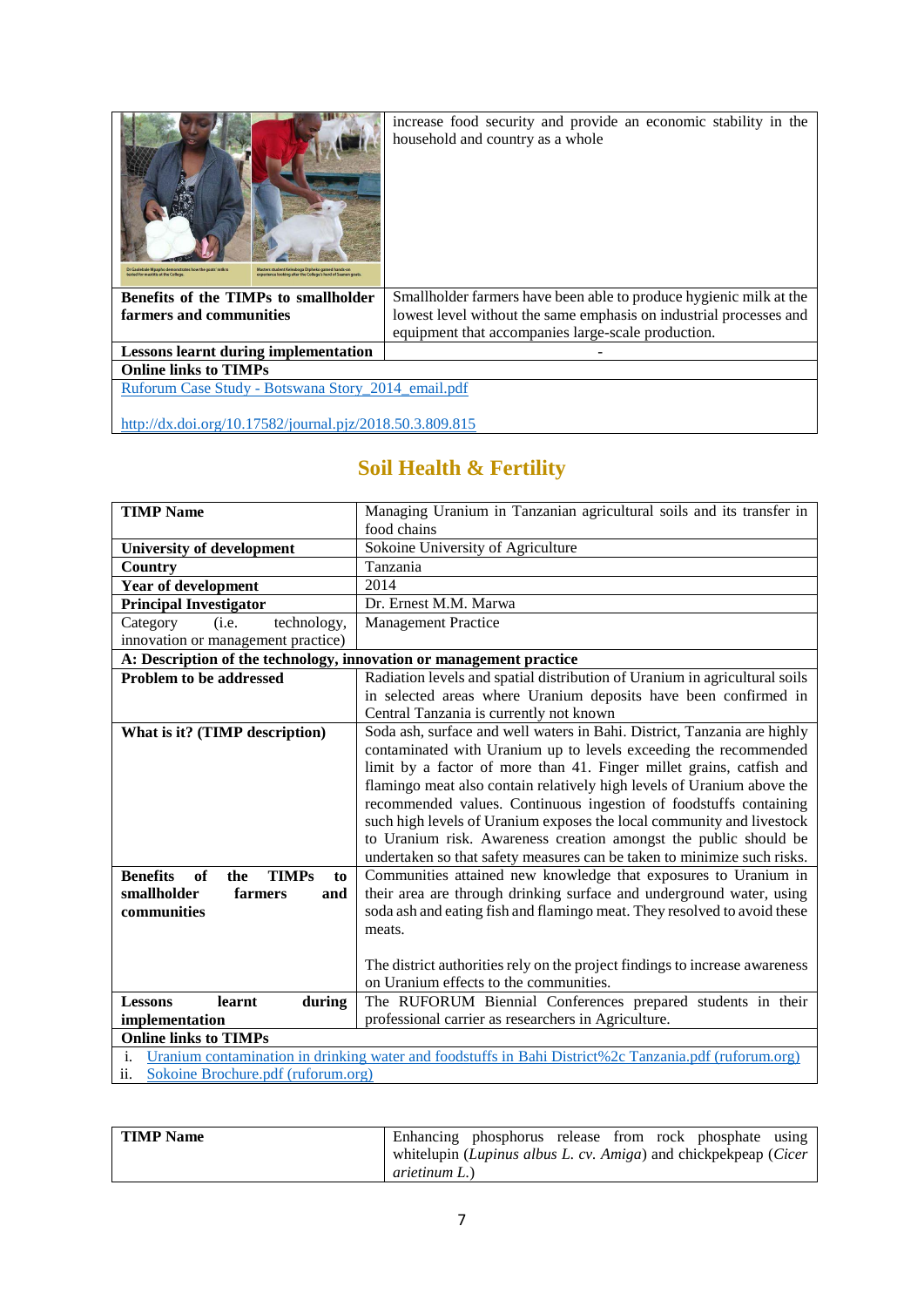| | |
|---|---|
| Dr Gaolebale Mpapho demonstrates how the goats' milk is tested for mastitis at the College. Masters student Keleabega Diphelo gained hands-on experience looking after the College's herd of Saanen goats. | increase food security and provide an economic stability in the household and country as a whole |
| **Benefits of the TIMPs to smallholder farmers and communities** | Smallholder farmers have been able to produce hygienic milk at the lowest level without the same emphasis on industrial processes and equipment that accompanies large-scale production. |
| **Lessons learnt during implementation** | - |
| **Online links to TIMPs** | |
| Ruforum Case Study - Botswana Story_2014_email.pdf<br><br>http://dx.doi.org/10.17582/journal.pjz/2018.50.3.809.815 | |

## Soil Health & Fertility

| **TIMP Name** | Managing Uranium in Tanzanian agricultural soils and its transfer in food chains |
|---|---|
| **University of development** | Sokoine University of Agriculture |
| **Country** | Tanzania |
| **Year of development** | 2014 |
| **Principal Investigator** | Dr. Ernest M.M. Marwa |
| Category (i.e. technology, innovation or management practice) | Management Practice |
| **A: Description of the technology, innovation or management practice** | |
| **Problem to be addressed** | Radiation levels and spatial distribution of Uranium in agricultural soils in selected areas where Uranium deposits have been confirmed in Central Tanzania is currently not known |
| **What is it? (TIMP description)** | Soda ash, surface and well waters in Bahi. District, Tanzania are highly contaminated with Uranium up to levels exceeding the recommended limit by a factor of more than 41. Finger millet grains, catfish and flamingo meat also contain relatively high levels of Uranium above the recommended values. Continuous ingestion of foodstuffs containing such high levels of Uranium exposes the local community and livestock to Uranium risk. Awareness creation amongst the public should be undertaken so that safety measures can be taken to minimize such risks. |
| **Benefits of the TIMPs to smallholder farmers and communities** | Communities attained new knowledge that exposures to Uranium in their area are through drinking surface and underground water, using soda ash and eating fish and flamingo meat. They resolved to avoid these meats.<br><br>The district authorities rely on the project findings to increase awareness on Uranium effects to the communities. |
| **Lessons learnt during implementation** | The RUFORUM Biennial Conferences prepared students in their professional carrier as researchers in Agriculture. |
| **Online links to TIMPs** | |
| i. Uranium contamination in drinking water and foodstuffs in Bahi District%2c Tanzania.pdf (ruforum.org)<br>ii. Sokoine Brochure.pdf (ruforum.org) | |

| **TIMP Name** | Enhancing phosphorus release from rock phosphate using whitelupin (*Lupinus albus L. cv. Amiga*) and chickpekpeap (*Cicer arietinum L.*) |
|---|---|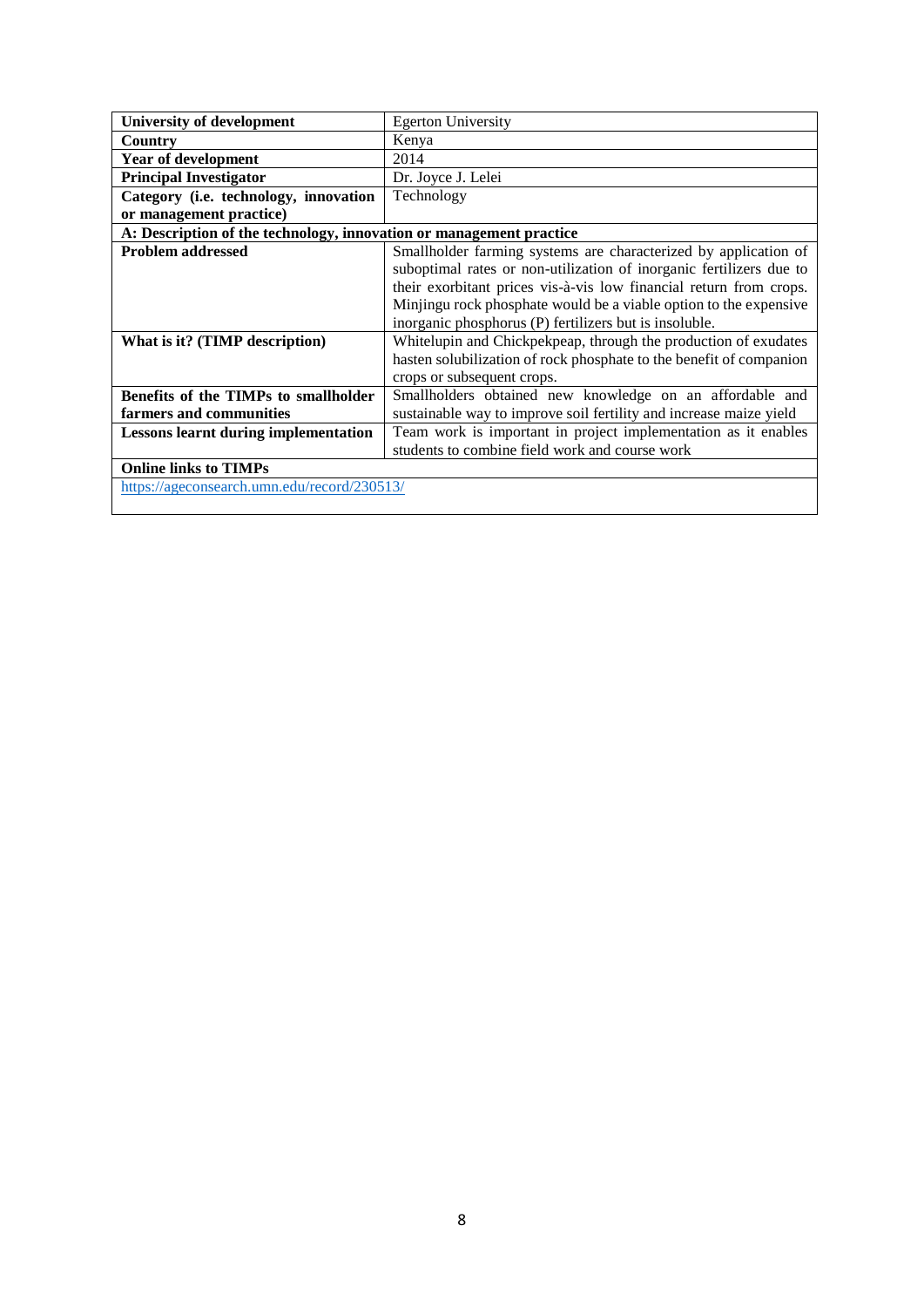| | |
|---|---|
| **University of development** | Egerton University |
| **Country** | Kenya |
| **Year of development** | 2014 |
| **Principal Investigator** | Dr. Joyce J. Lelei |
| **Category (i.e. technology, innovation or management practice)** | Technology |
| **A: Description of the technology, innovation or management practice** | |
| **Problem addressed** | Smallholder farming systems are characterized by application of suboptimal rates or non-utilization of inorganic fertilizers due to their exorbitant prices vis-à-vis low financial return from crops. Minjingu rock phosphate would be a viable option to the expensive inorganic phosphorus (P) fertilizers but is insoluble. |
| **What is it? (TIMP description)** | Whitelupin and Chickpekpeap, through the production of exudates hasten solubilization of rock phosphate to the benefit of companion crops or subsequent crops. |
| **Benefits of the TIMPs to smallholder farmers and communities** | Smallholders obtained new knowledge on an affordable and sustainable way to improve soil fertility and increase maize yield |
| **Lessons learnt during implementation** | Team work is important in project implementation as it enables students to combine field work and course work |
| **Online links to TIMPs** | |
| https://ageconsearch.umn.edu/record/230513/ | |